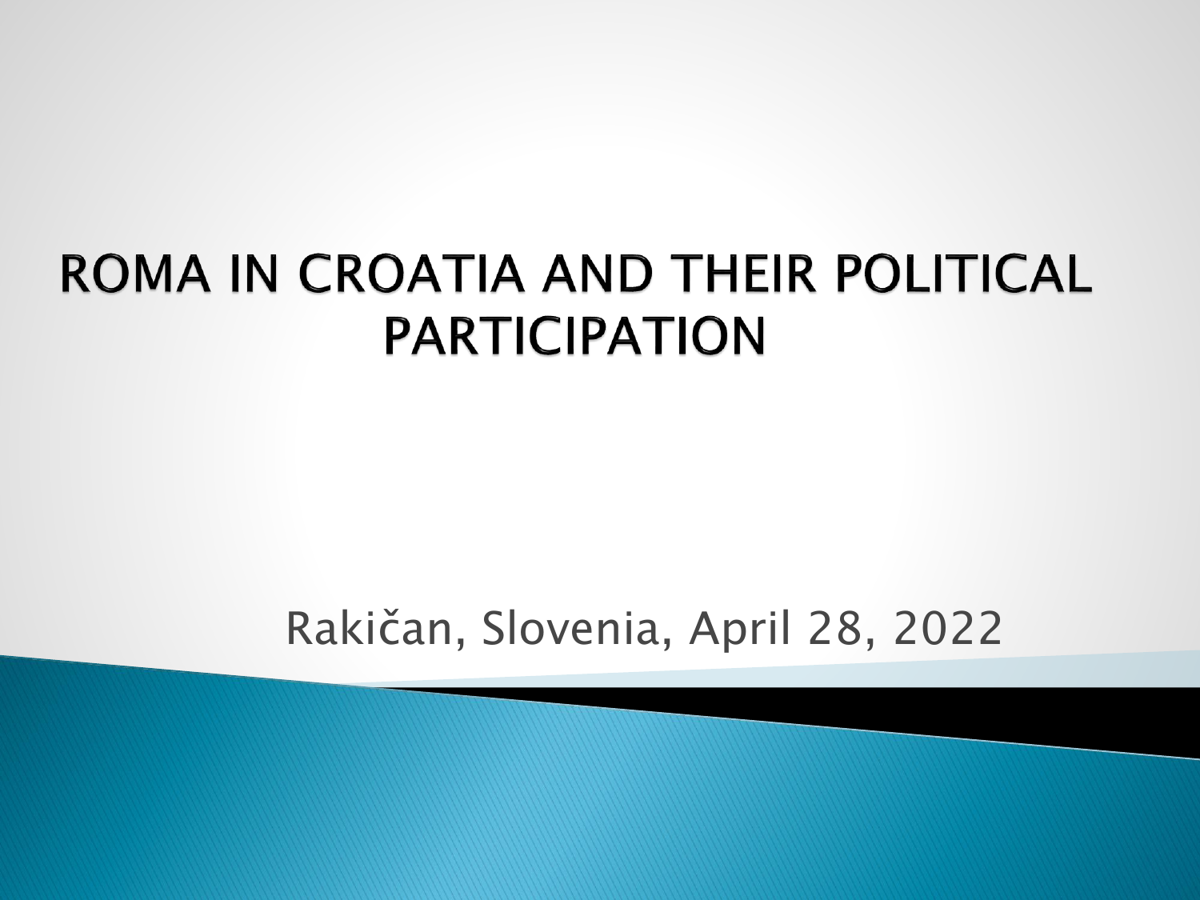# ROMA IN CROATIA AND THEIR POLITICAL PARTICIPATION

Rakičan, Slovenia, April 28, 2022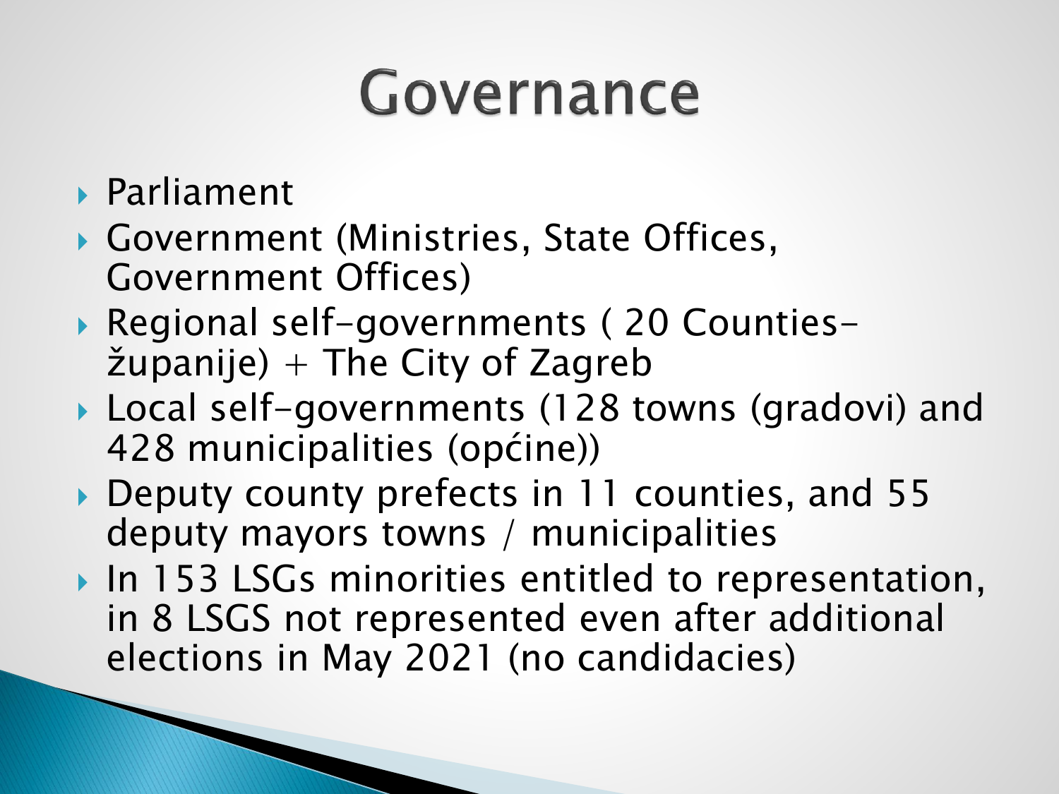# Governance

- Parliament
- Government (Ministries, State Offices, Government Offices)
- Regional self-governments ( 20 Counties- županije) + The City of Zagreb
- Local self-governments (128 towns (gradovi) and 428 municipalities (općine))
- Deputy county prefects in 11 counties, and 55 deputy mayors towns / municipalities
- In 153 LSGs minorities entitled to representation, in 8 LSGS not represented even after additional elections in May 2021 (no candidacies)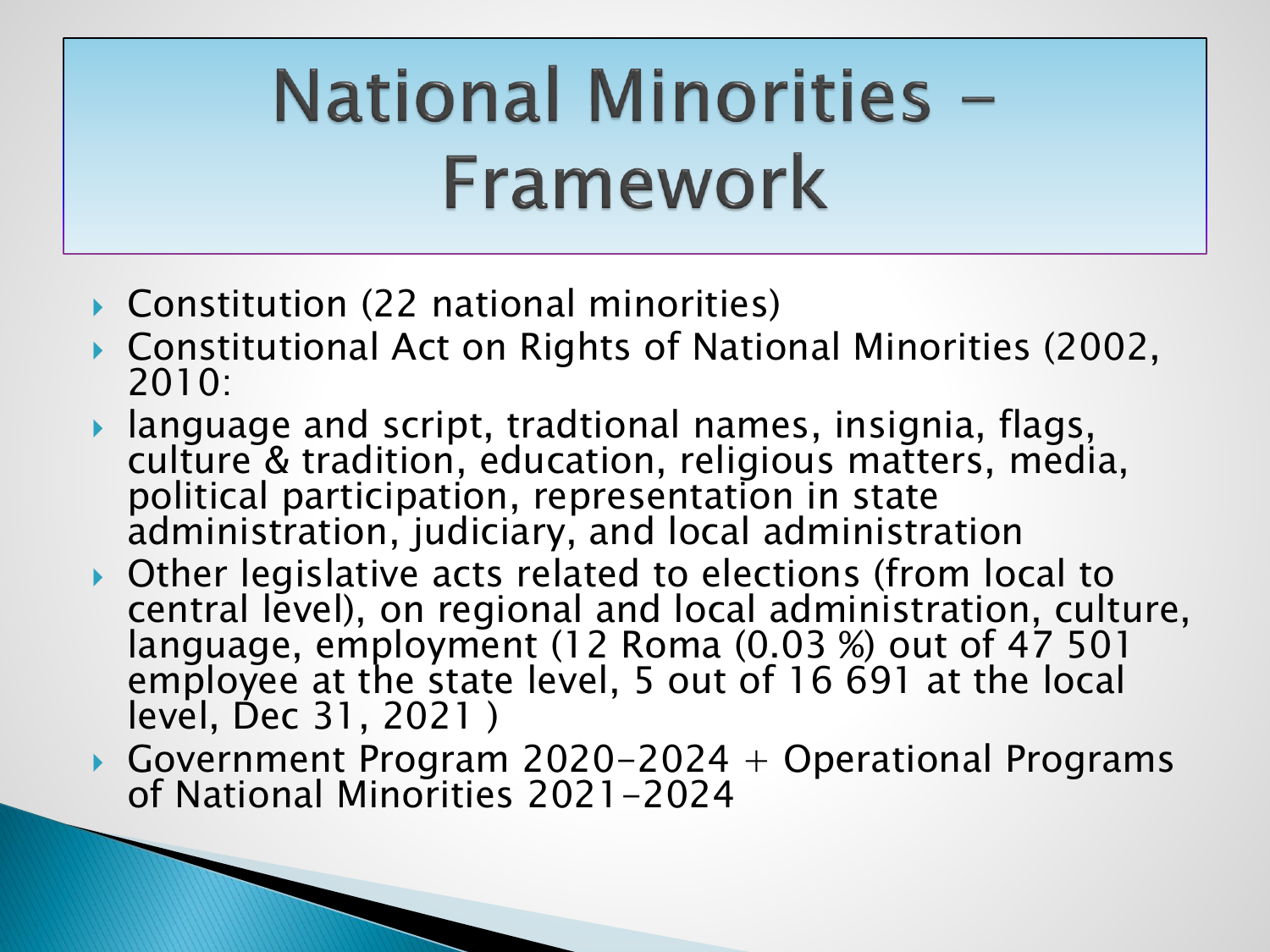# National Minorities – Framework

- Constitution (22 national minorities)
- Constitutional Act on Rights of National Minorities (2002, 2010:
- language and script, tradtional names, insignia, flags, culture & tradition, education, religious matters, media, political participation, representation in state administration, judiciary, and local administration
- Other legislative acts related to elections (from local to central level), on regional and local administration, culture, language, employment (12 Roma (0.03 %) out of 47 501 employee at the state level, 5 out of 16 691 at the local level, Dec 31, 2021 )
- Government Program 2020-2024 + Operational Programs of National Minorities 2021-2024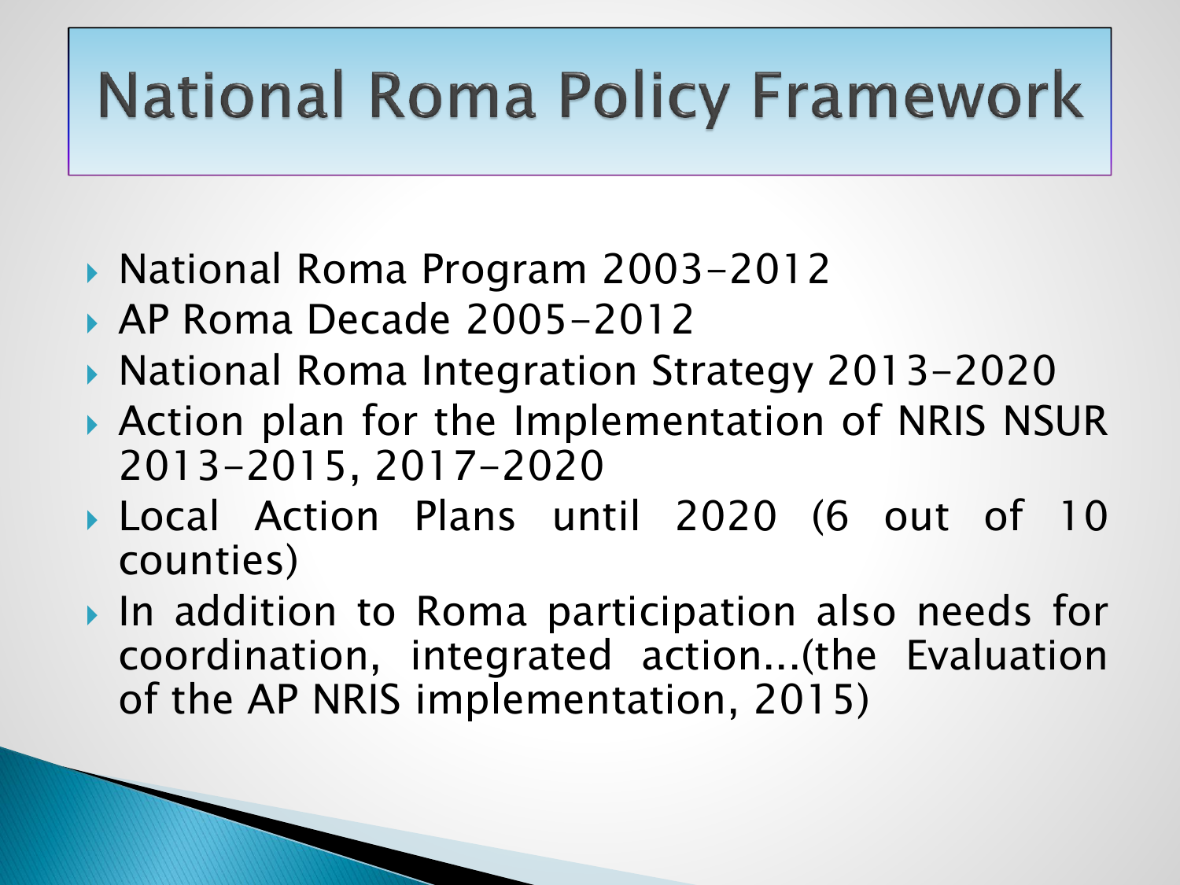# National Roma Policy Framework

- National Roma Program 2003-2012
- AP Roma Decade 2005-2012
- National Roma Integration Strategy 2013-2020
- Action plan for the Implementation of NRIS NSUR 2013-2015, 2017-2020
- Local Action Plans until 2020 (6 out of 10 counties)
- In addition to Roma participation also needs for coordination, integrated action...(the Evaluation of the AP NRIS implementation, 2015)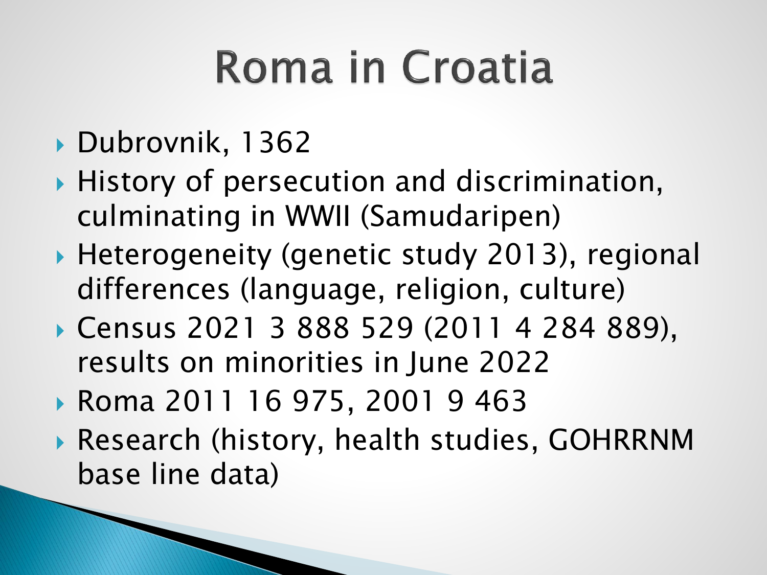# Roma in Croatia

- Dubrovnik, 1362
- History of persecution and discrimination, culminating in WWII (Samudaripen)
- Heterogeneity (genetic study 2013), regional differences (language, religion, culture)
- Census 2021 3 888 529 (2011 4 284 889), results on minorities in June 2022
- Roma 2011 16 975, 2001 9 463
- Research (history, health studies, GOHRRNM base line data)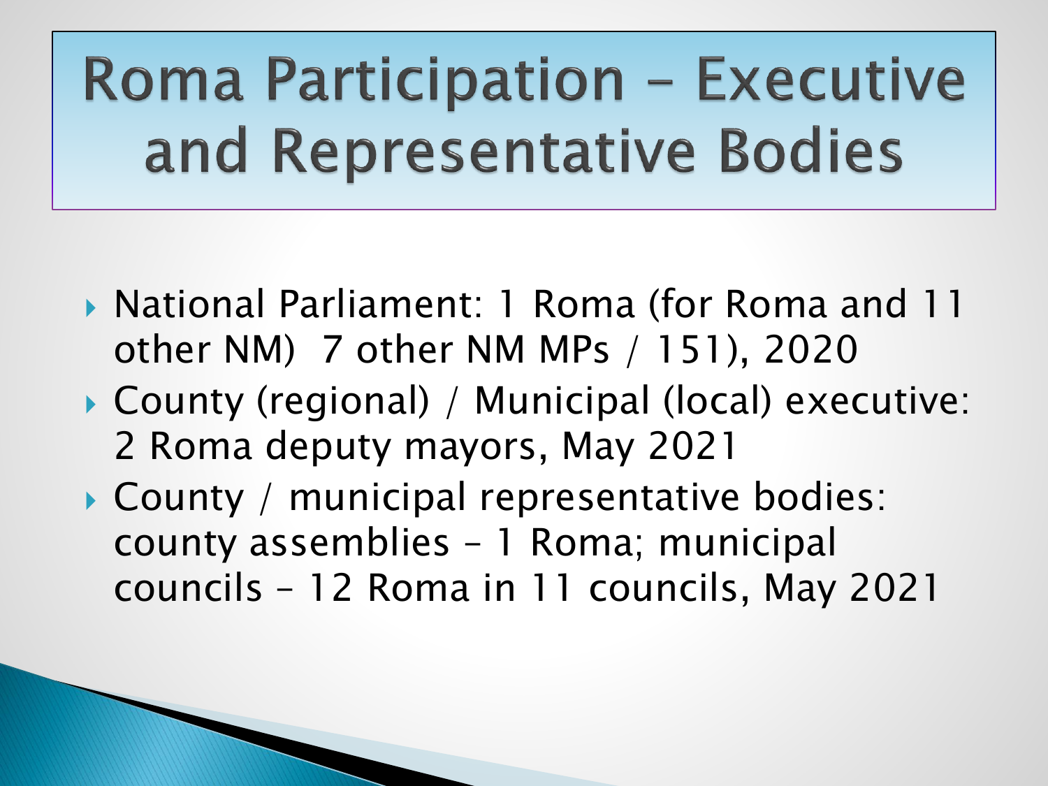# Roma Participation – Executive and Representative Bodies

- National Parliament: 1 Roma (for Roma and 11 other NM) 7 other NM MPs / 151), 2020
- County (regional) / Municipal (local) executive: 2 Roma deputy mayors, May 2021
- County / municipal representative bodies: county assemblies – 1 Roma; municipal councils – 12 Roma in 11 councils, May 2021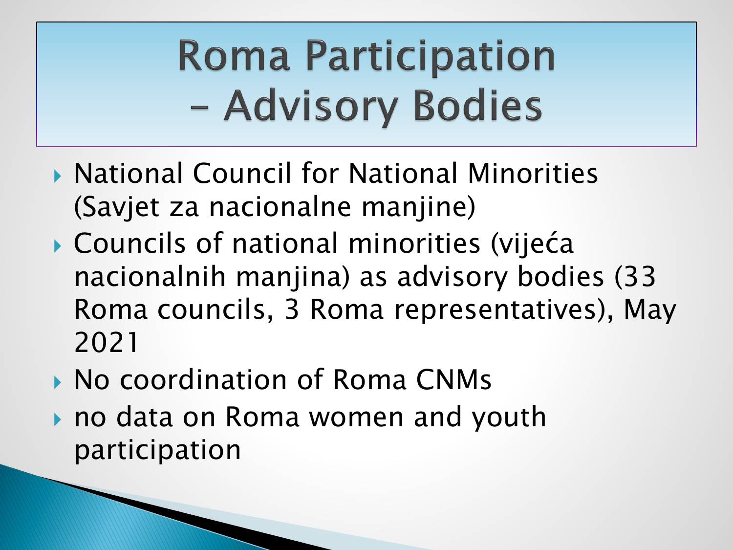# Roma Participation – Advisory Bodies

- National Council for National Minorities (Savjet za nacionalne manjine)
- Councils of national minorities (vijeća nacionalnih manjina) as advisory bodies (33 Roma councils, 3 Roma representatives), May 2021
- No coordination of Roma CNMs
- no data on Roma women and youth participation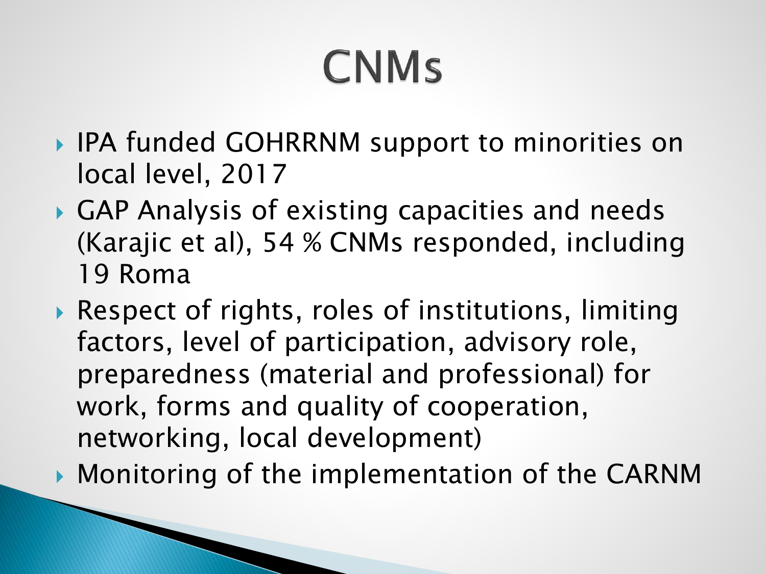# CNMs

- IPA funded GOHRRNM support to minorities on local level, 2017
- GAP Analysis of existing capacities and needs (Karajic et al), 54 % CNMs responded, including 19 Roma
- Respect of rights, roles of institutions, limiting factors, level of participation, advisory role, preparedness (material and professional) for work, forms and quality of cooperation, networking, local development)
- Monitoring of the implementation of the CARNM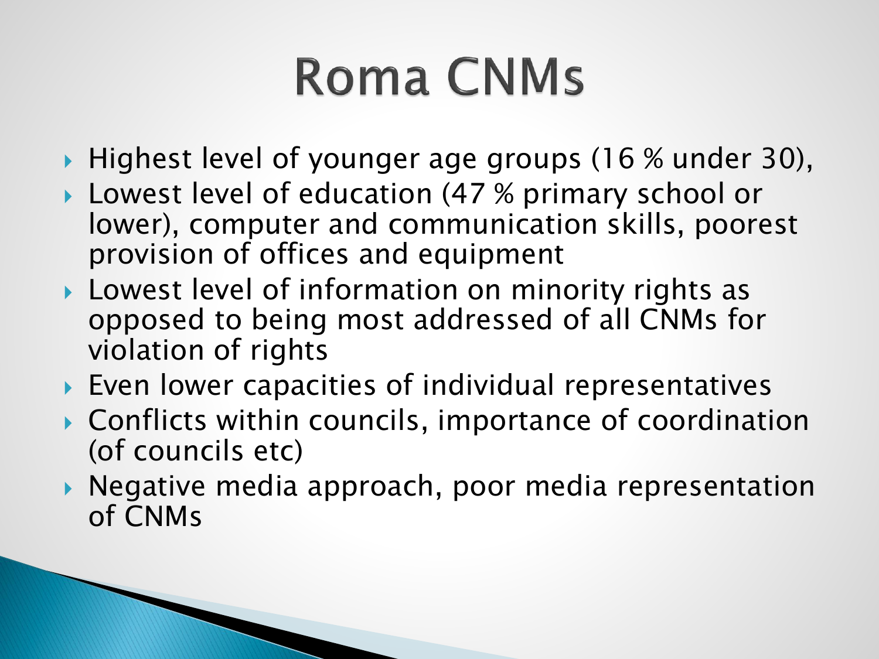# Roma CNMs

- Highest level of younger age groups (16 % under 30),
- Lowest level of education (47 % primary school or lower), computer and communication skills, poorest provision of offices and equipment
- Lowest level of information on minority rights as opposed to being most addressed of all CNMs for violation of rights
- Even lower capacities of individual representatives
- Conflicts within councils, importance of coordination (of councils etc)
- Negative media approach, poor media representation of CNMs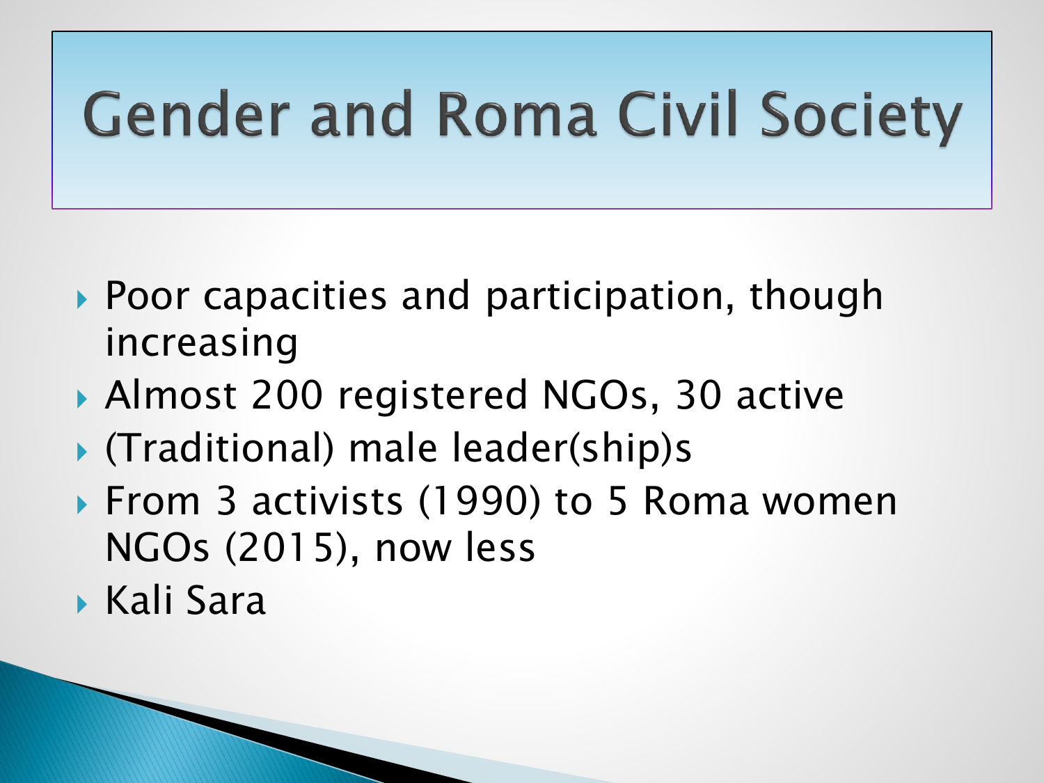# Gender and Roma Civil Society

- Poor capacities and participation, though increasing
- Almost 200 registered NGOs, 30 active
- (Traditional) male leader(ship)s
- From 3 activists (1990) to 5 Roma women NGOs (2015), now less
- Kali Sara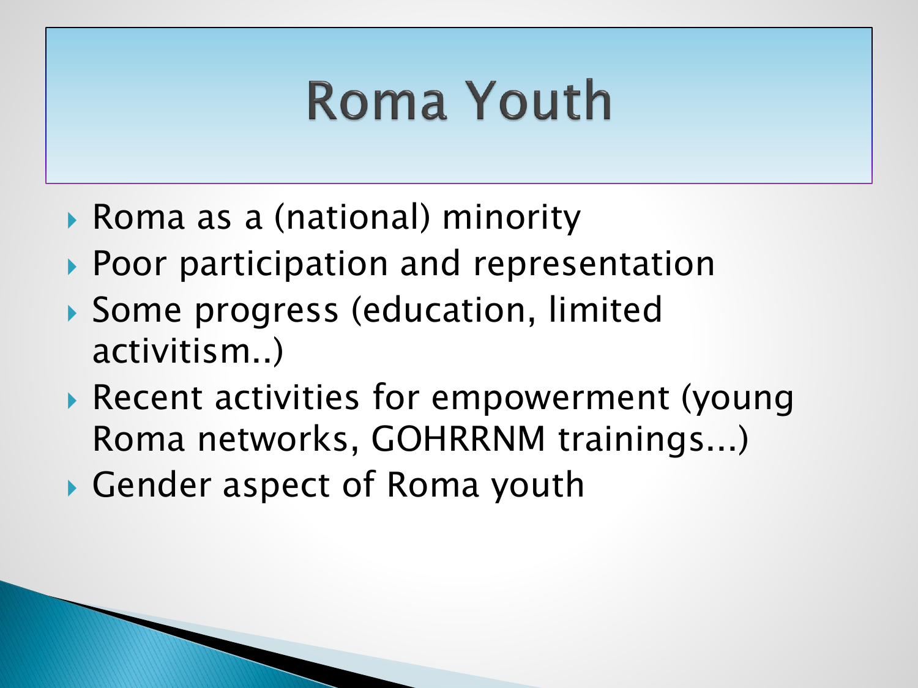# Roma Youth

- Roma as a (national) minority
- Poor participation and representation
- Some progress (education, limited activitism..)
- Recent activities for empowerment (young Roma networks, GOHRRNM trainings...)
- Gender aspect of Roma youth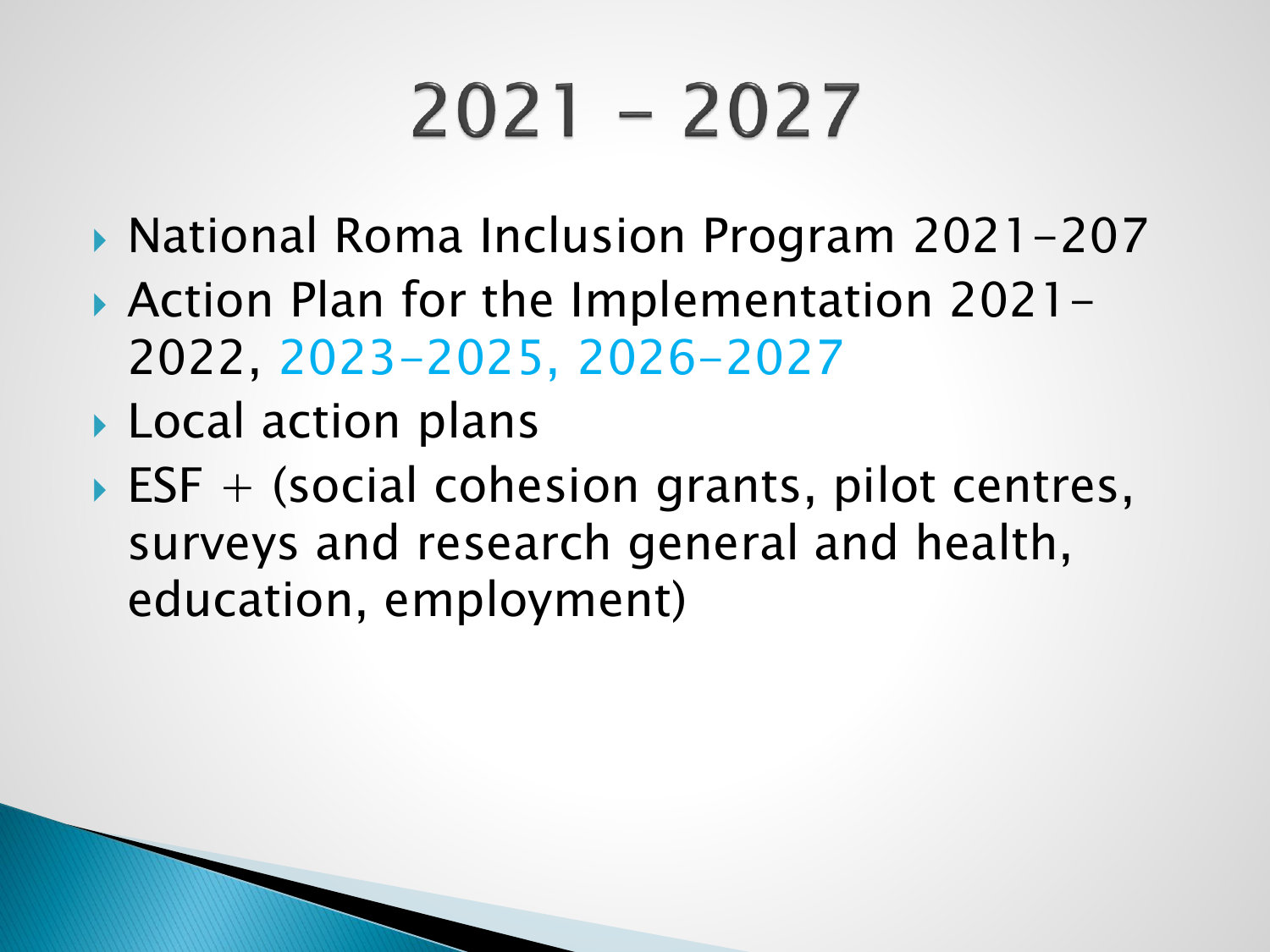# 2021 - 2027

- National Roma Inclusion Program 2021-207
- Action Plan for the Implementation 2021-2022, 2023-2025, 2026-2027
- Local action plans
- ESF + (social cohesion grants, pilot centres, surveys and research general and health, education, employment)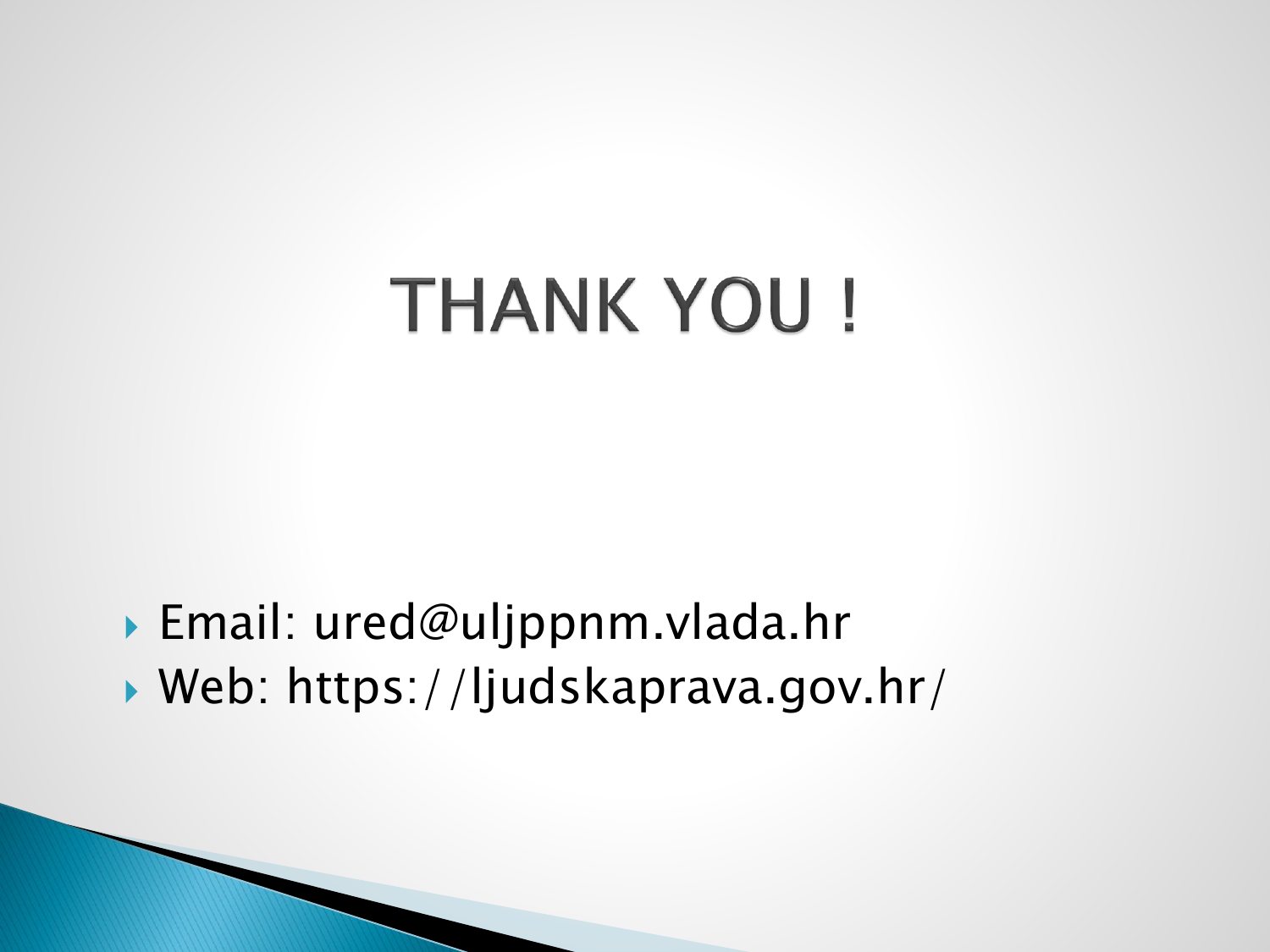# THANK YOU !

- Email: ured@uljppnm.vlada.hr
- Web: https://ljudskaprava.gov.hr/